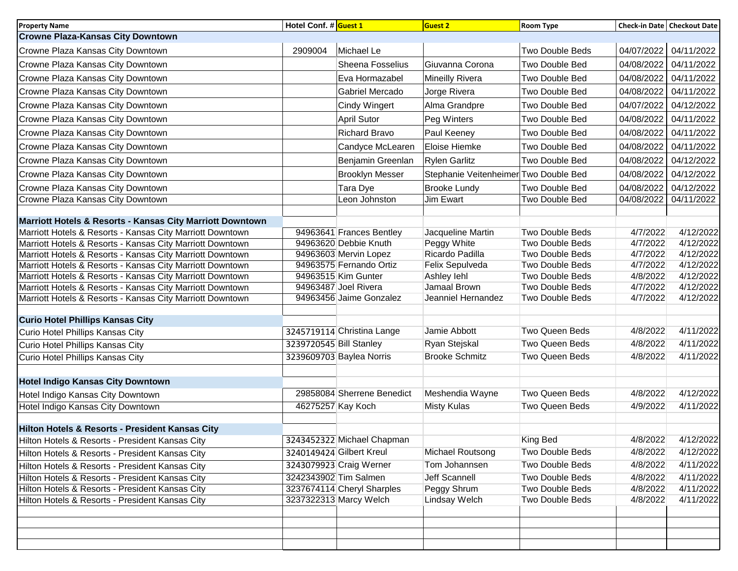| Property Name | Hotel Conf. # | Guest 1 | Guest 2 | Room Type | Check-in Date | Checkout Date |
|---|---|---|---|---|---|---|
| **Crowne Plaza-Kansas City Downtown** | | | | | | |
| Crowne Plaza Kansas City Downtown | 2909004 | Michael Le | | Two Double Beds | 04/07/2022 | 04/11/2022 |
| Crowne Plaza Kansas City Downtown | | Sheena Fosselius | Giuvanna Corona | Two Double Bed | 04/08/2022 | 04/11/2022 |
| Crowne Plaza Kansas City Downtown | | Eva Hormazabel | Mineilly Rivera | Two Double Bed | 04/08/2022 | 04/11/2022 |
| Crowne Plaza Kansas City Downtown | | Gabriel Mercado | Jorge Rivera | Two Double Bed | 04/08/2022 | 04/11/2022 |
| Crowne Plaza Kansas City Downtown | | Cindy Wingert | Alma Grandpre | Two Double Bed | 04/07/2022 | 04/12/2022 |
| Crowne Plaza Kansas City Downtown | | April Sutor | Peg Winters | Two Double Bed | 04/08/2022 | 04/11/2022 |
| Crowne Plaza Kansas City Downtown | | Richard Bravo | Paul Keeney | Two Double Bed | 04/08/2022 | 04/11/2022 |
| Crowne Plaza Kansas City Downtown | | Candyce McLearen | Eloise Hiemke | Two Double Bed | 04/08/2022 | 04/11/2022 |
| Crowne Plaza Kansas City Downtown | | Benjamin Greenlan | Rylen Garlitz | Two Double Bed | 04/08/2022 | 04/12/2022 |
| Crowne Plaza Kansas City Downtown | | Brooklyn Messer | Stephanie Veitenheimer | Two Double Bed | 04/08/2022 | 04/12/2022 |
| Crowne Plaza Kansas City Downtown | | Tara Dye | Brooke Lundy | Two Double Bed | 04/08/2022 | 04/12/2022 |
| Crowne Plaza Kansas City Downtown | | Leon Johnston | Jim Ewart | Two Double Bed | 04/08/2022 | 04/11/2022 |
| | | | | | | |
| **Marriott Hotels & Resorts - Kansas City Marriott Downtown** | | | | | | |
| Marriott Hotels & Resorts - Kansas City Marriott Downtown | 94963641 | Frances Bentley | Jacqueline Martin | Two Double Beds | 4/7/2022 | 4/12/2022 |
| Marriott Hotels & Resorts - Kansas City Marriott Downtown | 94963620 | Debbie Knuth | Peggy White | Two Double Beds | 4/7/2022 | 4/12/2022 |
| Marriott Hotels & Resorts - Kansas City Marriott Downtown | 94963603 | Mervin Lopez | Ricardo Padilla | Two Double Beds | 4/7/2022 | 4/12/2022 |
| Marriott Hotels & Resorts - Kansas City Marriott Downtown | 94963575 | Fernando Ortiz | Felix Sepulveda | Two Double Beds | 4/7/2022 | 4/12/2022 |
| Marriott Hotels & Resorts - Kansas City Marriott Downtown | 94963515 | Kim Gunter | Ashley Iehl | Two Double Beds | 4/8/2022 | 4/12/2022 |
| Marriott Hotels & Resorts - Kansas City Marriott Downtown | 94963487 | Joel Rivera | Jamaal Brown | Two Double Beds | 4/7/2022 | 4/12/2022 |
| Marriott Hotels & Resorts - Kansas City Marriott Downtown | 94963456 | Jaime Gonzalez | Jeanniel Hernandez | Two Double Beds | 4/7/2022 | 4/12/2022 |
| | | | | | | |
| **Curio Hotel Phillips Kansas City** | | | | | | |
| Curio Hotel Phillips Kansas City | 3245719114 | Christina Lange | Jamie Abbott | Two Queen Beds | 4/8/2022 | 4/11/2022 |
| Curio Hotel Phillips Kansas City | 3239720545 | Bill Stanley | Ryan Stejskal | Two Queen Beds | 4/8/2022 | 4/11/2022 |
| Curio Hotel Phillips Kansas City | 3239609703 | Baylea Norris | Brooke Schmitz | Two Queen Beds | 4/8/2022 | 4/11/2022 |
| | | | | | | |
| **Hotel Indigo Kansas City Downtown** | | | | | | |
| Hotel Indigo Kansas City Downtown | 29858084 | Sherrene Benedict | Meshendia Wayne | Two Queen Beds | 4/8/2022 | 4/12/2022 |
| Hotel Indigo Kansas City Downtown | 46275257 | Kay Koch | Misty Kulas | Two Queen Beds | 4/9/2022 | 4/11/2022 |
| | | | | | | |
| **Hilton Hotels & Resorts - President Kansas City** | | | | | | |
| Hilton Hotels & Resorts - President Kansas City | 3243452322 | Michael Chapman | | King Bed | 4/8/2022 | 4/12/2022 |
| Hilton Hotels & Resorts - President Kansas City | 3240149424 | Gilbert Kreul | Michael Routsong | Two Double Beds | 4/8/2022 | 4/12/2022 |
| Hilton Hotels & Resorts - President Kansas City | 3243079923 | Craig Werner | Tom Johannsen | Two Double Beds | 4/8/2022 | 4/11/2022 |
| Hilton Hotels & Resorts - President Kansas City | 3242343902 | Tim Salmen | Jeff Scannell | Two Double Beds | 4/8/2022 | 4/11/2022 |
| Hilton Hotels & Resorts - President Kansas City | 3237674114 | Cheryl Sharples | Peggy Shrum | Two Double Beds | 4/8/2022 | 4/11/2022 |
| Hilton Hotels & Resorts - President Kansas City | 3237322313 | Marcy Welch | Lindsay Welch | Two Double Beds | 4/8/2022 | 4/11/2022 |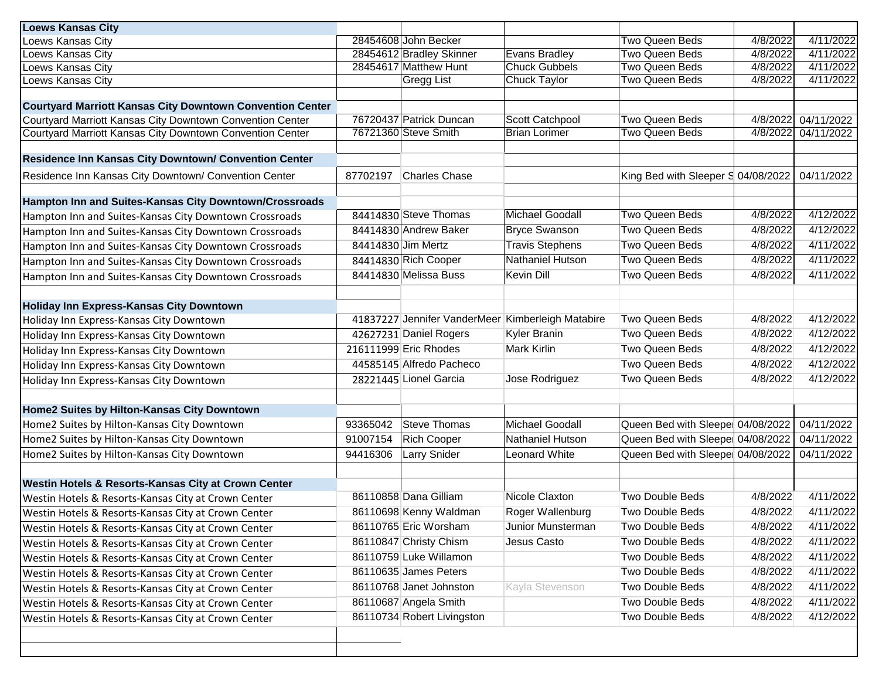| Loews Kansas City | | | | | | |
|---|---|---|---|---|---|---|
| Loews Kansas City | 28454608 | John Becker | | Two Queen Beds | 4/8/2022 | 4/11/2022 |
| Loews Kansas City | 28454612 | Bradley Skinner | Evans Bradley | Two Queen Beds | 4/8/2022 | 4/11/2022 |
| Loews Kansas City | 28454617 | Matthew Hunt | Chuck Gubbels | Two Queen Beds | 4/8/2022 | 4/11/2022 |
| Loews Kansas City | | Gregg List | Chuck Taylor | Two Queen Beds | 4/8/2022 | 4/11/2022 |
| | | | | | | |
| **Courtyard Marriott Kansas City Downtown Convention Center** | | | | | | |
| Courtyard Marriott Kansas City Downtown Convention Center | 76720437 | Patrick Duncan | Scott Catchpool | Two Queen Beds | 4/8/2022 | 04/11/2022 |
| Courtyard Marriott Kansas City Downtown Convention Center | 76721360 | Steve Smith | Brian Lorimer | Two Queen Beds | 4/8/2022 | 04/11/2022 |
| | | | | | | |
| **Residence Inn Kansas City Downtown/ Convention Center** | | | | | | |
| Residence Inn Kansas City Downtown/ Convention Center | 87702197 | Charles Chase | | King Bed with Sleeper S | 04/08/2022 | 04/11/2022 |
| | | | | | | |
| **Hampton Inn and Suites-Kansas City Downtown/Crossroads** | | | | | | |
| Hampton Inn and Suites-Kansas City Downtown Crossroads | 84414830 | Steve Thomas | Michael Goodall | Two Queen Beds | 4/8/2022 | 4/12/2022 |
| Hampton Inn and Suites-Kansas City Downtown Crossroads | 84414830 | Andrew Baker | Bryce Swanson | Two Queen Beds | 4/8/2022 | 4/12/2022 |
| Hampton Inn and Suites-Kansas City Downtown Crossroads | 84414830 | Jim Mertz | Travis Stephens | Two Queen Beds | 4/8/2022 | 4/11/2022 |
| Hampton Inn and Suites-Kansas City Downtown Crossroads | 84414830 | Rich Cooper | Nathaniel Hutson | Two Queen Beds | 4/8/2022 | 4/11/2022 |
| Hampton Inn and Suites-Kansas City Downtown Crossroads | 84414830 | Melissa Buss | Kevin Dill | Two Queen Beds | 4/8/2022 | 4/11/2022 |
| | | | | | | |
| **Holiday Inn Express-Kansas City Downtown** | | | | | | |
| Holiday Inn Express-Kansas City Downtown | 41837227 | Jennifer VanderMeer | Kimberleigh Matabire | Two Queen Beds | 4/8/2022 | 4/12/2022 |
| Holiday Inn Express-Kansas City Downtown | 42627231 | Daniel Rogers | Kyler Branin | Two Queen Beds | 4/8/2022 | 4/12/2022 |
| Holiday Inn Express-Kansas City Downtown | 216111999 | Eric Rhodes | Mark Kirlin | Two Queen Beds | 4/8/2022 | 4/12/2022 |
| Holiday Inn Express-Kansas City Downtown | 44585145 | Alfredo Pacheco | | Two Queen Beds | 4/8/2022 | 4/12/2022 |
| Holiday Inn Express-Kansas City Downtown | 28221445 | Lionel Garcia | Jose Rodriguez | Two Queen Beds | 4/8/2022 | 4/12/2022 |
| | | | | | | |
| **Home2 Suites by Hilton-Kansas City Downtown** | | | | | | |
| Home2 Suites by Hilton-Kansas City Downtown | 93365042 | Steve Thomas | Michael Goodall | Queen Bed with Sleepe | 04/08/2022 | 04/11/2022 |
| Home2 Suites by Hilton-Kansas City Downtown | 91007154 | Rich Cooper | Nathaniel Hutson | Queen Bed with Sleepe | 04/08/2022 | 04/11/2022 |
| Home2 Suites by Hilton-Kansas City Downtown | 94416306 | Larry Snider | Leonard White | Queen Bed with Sleepe | 04/08/2022 | 04/11/2022 |
| | | | | | | |
| **Westin Hotels & Resorts-Kansas City at Crown Center** | | | | | | |
| Westin Hotels & Resorts-Kansas City at Crown Center | 86110858 | Dana Gilliam | Nicole Claxton | Two Double Beds | 4/8/2022 | 4/11/2022 |
| Westin Hotels & Resorts-Kansas City at Crown Center | 86110698 | Kenny Waldman | Roger Wallenburg | Two Double Beds | 4/8/2022 | 4/11/2022 |
| Westin Hotels & Resorts-Kansas City at Crown Center | 86110765 | Eric Worsham | Junior Munsterman | Two Double Beds | 4/8/2022 | 4/11/2022 |
| Westin Hotels & Resorts-Kansas City at Crown Center | 86110847 | Christy Chism | Jesus Casto | Two Double Beds | 4/8/2022 | 4/11/2022 |
| Westin Hotels & Resorts-Kansas City at Crown Center | 86110759 | Luke Willamon | | Two Double Beds | 4/8/2022 | 4/11/2022 |
| Westin Hotels & Resorts-Kansas City at Crown Center | 86110635 | James Peters | | Two Double Beds | 4/8/2022 | 4/11/2022 |
| Westin Hotels & Resorts-Kansas City at Crown Center | 86110768 | Janet Johnston | Kayla Stevenson | Two Double Beds | 4/8/2022 | 4/11/2022 |
| Westin Hotels & Resorts-Kansas City at Crown Center | 86110687 | Angela Smith | | Two Double Beds | 4/8/2022 | 4/11/2022 |
| Westin Hotels & Resorts-Kansas City at Crown Center | 86110734 | Robert Livingston | | Two Double Beds | 4/8/2022 | 4/12/2022 |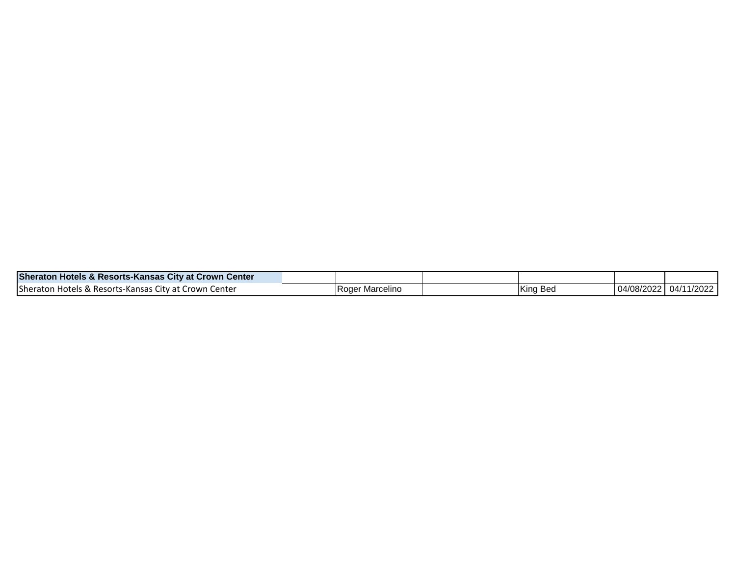| | | | | | | |
|---|---|---|---|---|---|---|
| **Sheraton Hotels & Resorts-Kansas City at Crown Center** | | | | | | |
| Sheraton Hotels & Resorts-Kansas City at Crown Center | | Roger Marcelino | | King Bed | 04/08/2022 | 04/11/2022 |